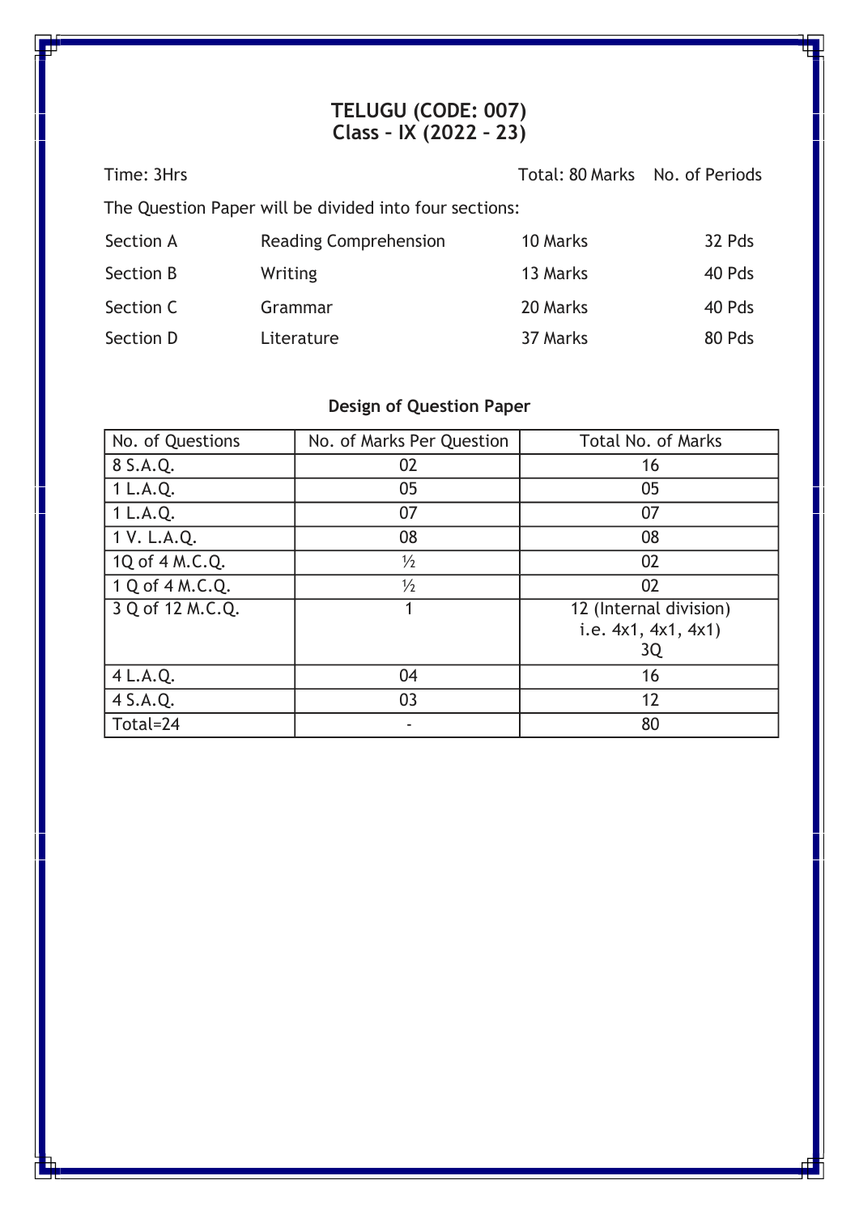# TELUGU (CODE: 007)
## Class – IX (2022 – 23)

Time: 3Hrs Total: 80 Marks No. of Periods

The Question Paper will be divided into four sections:

| | | | |
|---|---|---|---|
| Section A | Reading Comprehension | 10 Marks | 32 Pds |
| Section B | Writing | 13 Marks | 40 Pds |
| Section C | Grammar | 20 Marks | 40 Pds |
| Section D | Literature | 37 Marks | 80 Pds |

### Design of Question Paper

| No. of Questions | No. of Marks Per Question | Total No. of Marks |
|---|---|---|
| 8 S.A.Q. | 02 | 16 |
| 1 L.A.Q. | 05 | 05 |
| 1 L.A.Q. | 07 | 07 |
| 1 V. L.A.Q. | 08 | 08 |
| 1Q of 4 M.C.Q. | ½ | 02 |
| 1 Q of 4 M.C.Q. | ½ | 02 |
| 3 Q of 12 M.C.Q. | 1 | 12 (Internal division) i.e. 4x1, 4x1, 4x1) 3Q |
| 4 L.A.Q. | 04 | 16 |
| 4 S.A.Q. | 03 | 12 |
| Total=24 | - | 80 |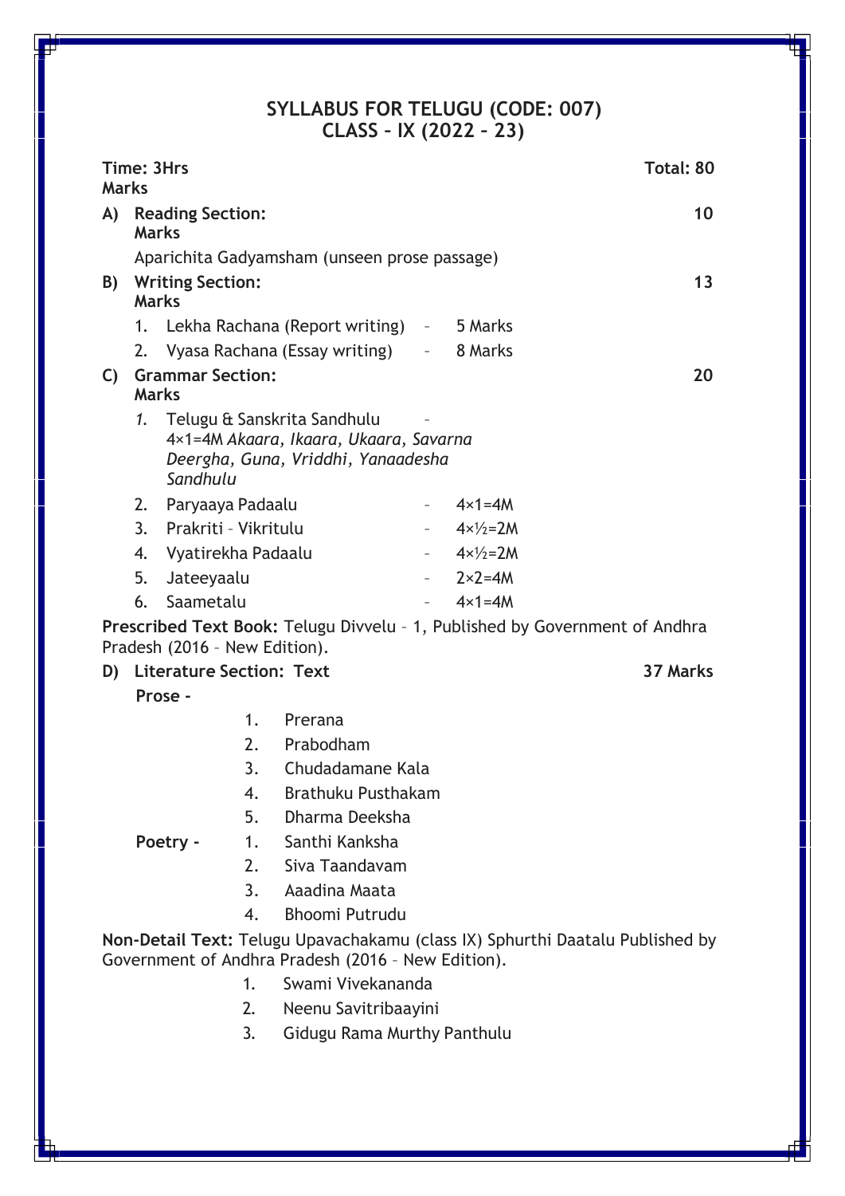# SYLLABUS FOR TELUGU (CODE: 007)
## CLASS – IX (2022 – 23)

**Time: 3Hrs** **Total: 80 Marks**

**A) Reading Section:** **10 Marks**

Aparichita Gadyamsham (unseen prose passage)

**B) Writing Section:** **13 Marks**

1. Lekha Rachana (Report writing) – 5 Marks
2. Vyasa Rachana (Essay writing) – 8 Marks

**C) Grammar Section:** **20 Marks**

1. Telugu & Sanskrita Sandhulu – 4×1=4M *Akaara, Ikaara, Ukaara, Savarna Deergha, Guna, Vriddhi, Yanaadesha Sandhulu*
2. Paryaaya Padaalu – 4×1=4M
3. Prakriti – Vikritulu – 4×½=2M
4. Vyatirekha Padaalu – 4×½=2M
5. Jateeyaalu – 2×2=4M
6. Saametalu – 4×1=4M

**Prescribed Text Book:** Telugu Divvelu – 1, Published by Government of Andhra Pradesh (2016 – New Edition).

**D) Literature Section: Text** **37 Marks**

**Prose -**

1. Prerana
2. Prabodham
3. Chudadamane Kala
4. Brathuku Pusthakam
5. Dharma Deeksha

**Poetry -**

1. Santhi Kanksha
2. Siva Taandavam
3. Aaadina Maata
4. Bhoomi Putrudu

**Non-Detail Text:** Telugu Upavachakamu (class IX) Sphurthi Daatalu Published by Government of Andhra Pradesh (2016 – New Edition).

1. Swami Vivekananda
2. Neenu Savitribaayini
3. Gidugu Rama Murthy Panthulu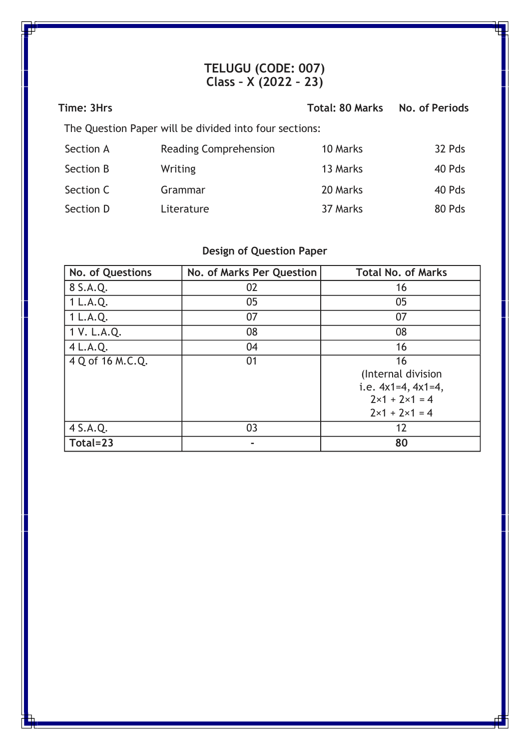# TELUGU (CODE: 007)
## Class – X (2022 – 23)

| Time: 3Hrs | | Total: 80 Marks | No. of Periods |
|---|---|---|---|

The Question Paper will be divided into four sections:

| | | | |
|---|---|---|---|
| Section A | Reading Comprehension | 10 Marks | 32 Pds |
| Section B | Writing | 13 Marks | 40 Pds |
| Section C | Grammar | 20 Marks | 40 Pds |
| Section D | Literature | 37 Marks | 80 Pds |

### Design of Question Paper

| No. of Questions | No. of Marks Per Question | Total No. of Marks |
|---|---|---|
| 8 S.A.Q. | 02 | 16 |
| 1 L.A.Q. | 05 | 05 |
| 1 L.A.Q. | 07 | 07 |
| 1 V. L.A.Q. | 08 | 08 |
| 4 L.A.Q. | 04 | 16 |
| 4 Q of 16 M.C.Q. | 01 | 16 (Internal division i.e. 4x1=4, 4x1=4, 2×1 + 2×1 = 4 2×1 + 2×1 = 4 |
| 4 S.A.Q. | 03 | 12 |
| **Total=23** | - | **80** |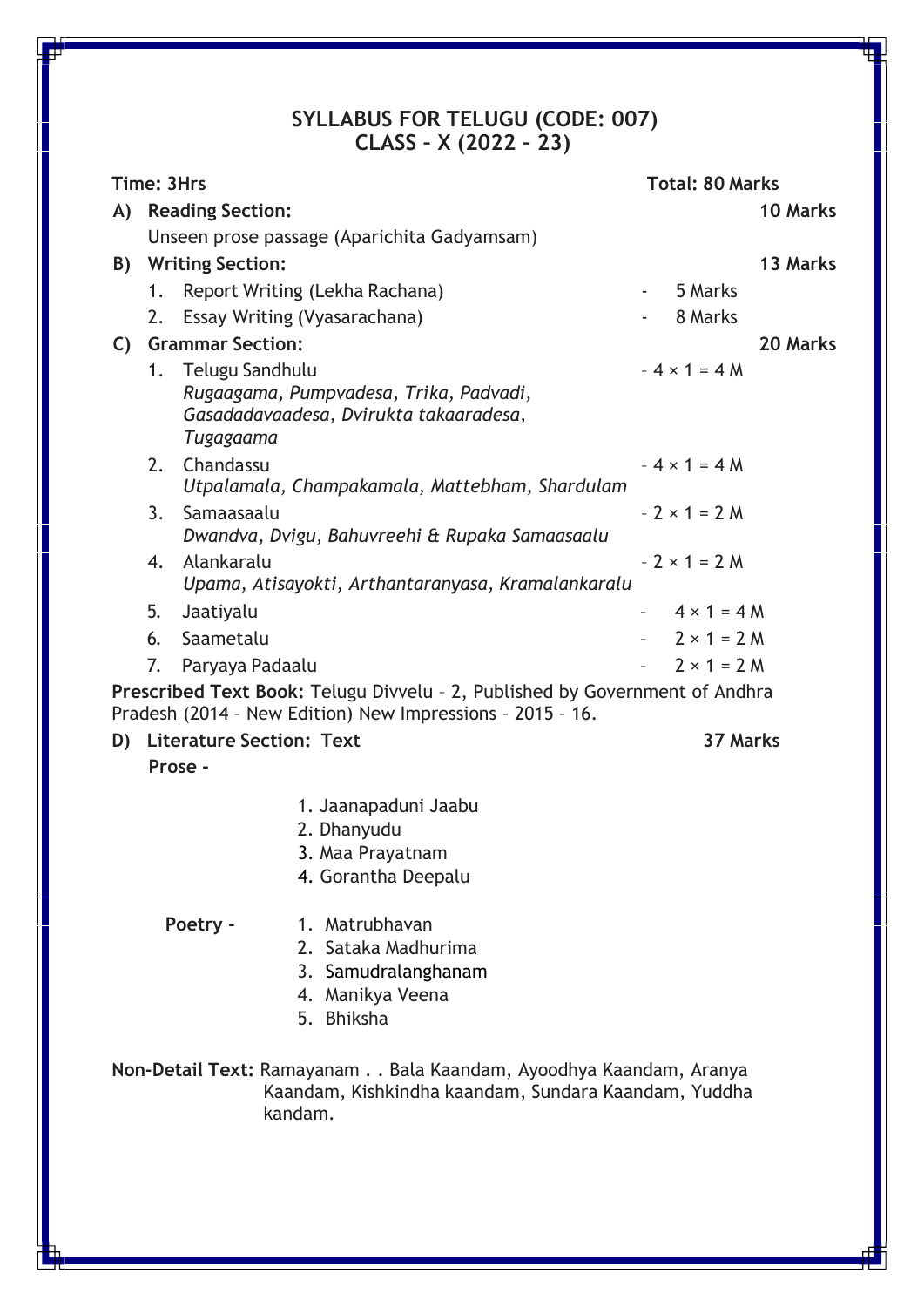# SYLLABUS FOR TELUGU (CODE: 007)
## CLASS – X (2022 – 23)

**Time: 3Hrs** **Total: 80 Marks**

**A) Reading Section:** **10 Marks**

Unseen prose passage (Aparichita Gadyamsam)

**B) Writing Section:** **13 Marks**

1. Report Writing (Lekha Rachana) - 5 Marks
2. Essay Writing (Vyasarachana) - 8 Marks

**C) Grammar Section:** **20 Marks**

1. Telugu Sandhulu – $4 \times 1 = 4$ M
   *Rugaagama, Pumpvadesa, Trika, Padvadi, Gasadadavaadesa, Dvirukta takaaradesa, Tugagaama*
2. Chandassu – $4 \times 1 = 4$ M
   *Utpalamala, Champakamala, Mattebham, Shardulam*
3. Samaasaalu – $2 \times 1 = 2$ M
   *Dwandva, Dvigu, Bahuvreehi & Rupaka Samaasaalu*
4. Alankaralu – $2 \times 1 = 2$ M
   *Upama, Atisayokti, Arthantaranyasa, Kramalankaralu*
5. Jaatiyalu - $4 \times 1 = 4$ M
6. Saametalu - $2 \times 1 = 2$ M
7. Paryaya Padaalu - $2 \times 1 = 2$ M

**Prescribed Text Book:** Telugu Divvelu – 2, Published by Government of Andhra Pradesh (2014 – New Edition) New Impressions – 2015 – 16.

**D) Literature Section: Text** **37 Marks**

**Prose -**

1. Jaanapaduni Jaabu
2. Dhanyudu
3. Maa Prayatnam
4. Gorantha Deepalu

**Poetry -**

1. Matrubhavan
2. Sataka Madhurima
3. Samudralanghanam
4. Manikya Veena
5. Bhiksha

**Non-Detail Text:** Ramayanam . . Bala Kaandam, Ayoodhya Kaandam, Aranya Kaandam, Kishkindha kaandam, Sundara Kaandam, Yuddha kandam.